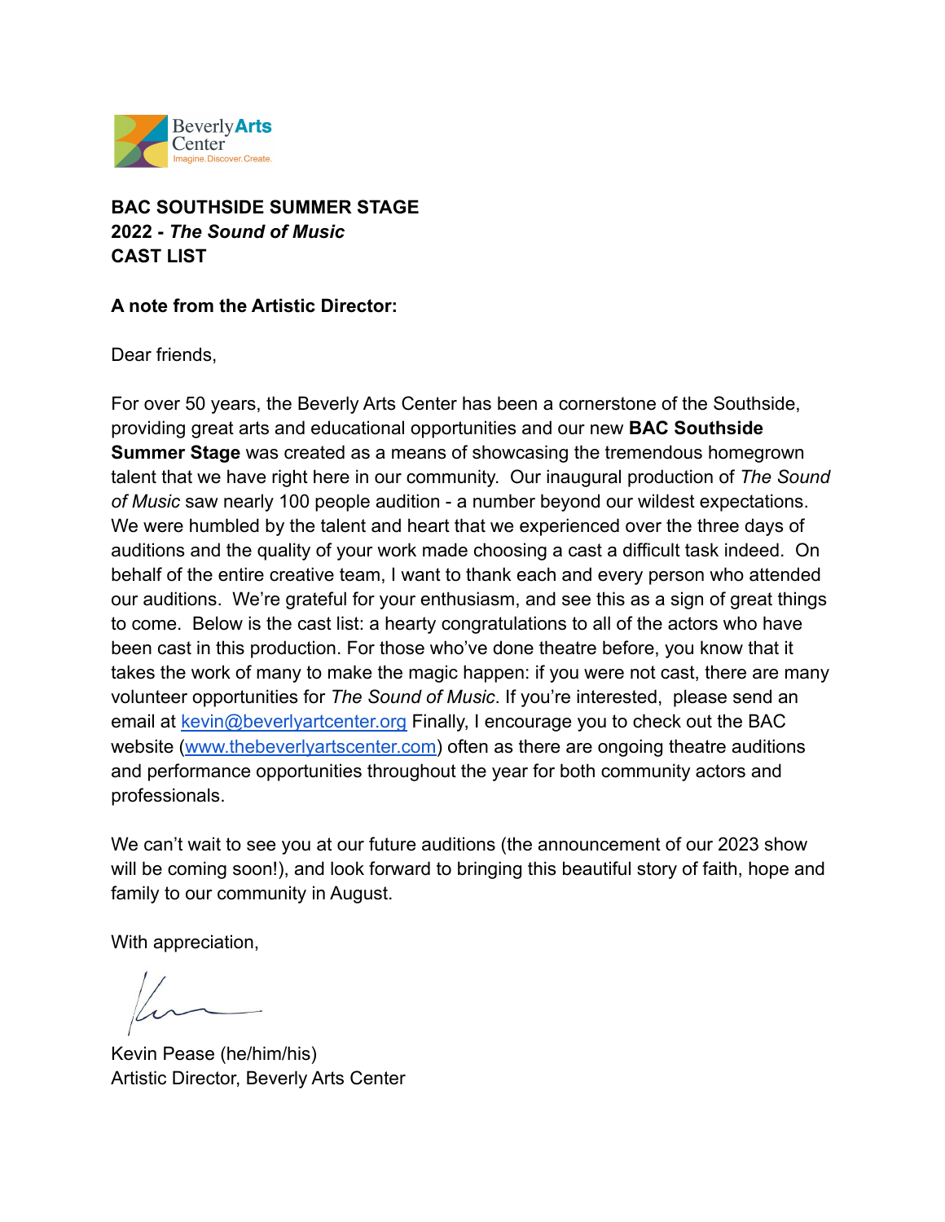Beverly **Arts** Center
Imagine. Discover. Create.

**BAC SOUTHSIDE SUMMER STAGE**
**2022 - *The Sound of Music***
**CAST LIST**

**A note from the Artistic Director:**

Dear friends,

For over 50 years, the Beverly Arts Center has been a cornerstone of the Southside, providing great arts and educational opportunities and our new **BAC Southside Summer Stage** was created as a means of showcasing the tremendous homegrown talent that we have right here in our community. Our inaugural production of *The Sound of Music* saw nearly 100 people audition - a number beyond our wildest expectations. We were humbled by the talent and heart that we experienced over the three days of auditions and the quality of your work made choosing a cast a difficult task indeed. On behalf of the entire creative team, I want to thank each and every person who attended our auditions. We're grateful for your enthusiasm, and see this as a sign of great things to come. Below is the cast list: a hearty congratulations to all of the actors who have been cast in this production. For those who've done theatre before, you know that it takes the work of many to make the magic happen: if you were not cast, there are many volunteer opportunities for *The Sound of Music*. If you're interested, please send an email at [kevin@beverlyartcenter.org](mailto:kevin@beverlyartcenter.org) Finally, I encourage you to check out the BAC website ([www.thebeverlyartscenter.com](http://www.thebeverlyartscenter.com)) often as there are ongoing theatre auditions and performance opportunities throughout the year for both community actors and professionals.

We can't wait to see you at our future auditions (the announcement of our 2023 show will be coming soon!), and look forward to bringing this beautiful story of faith, hope and family to our community in August.

With appreciation,

Kevin Pease (he/him/his)
Artistic Director, Beverly Arts Center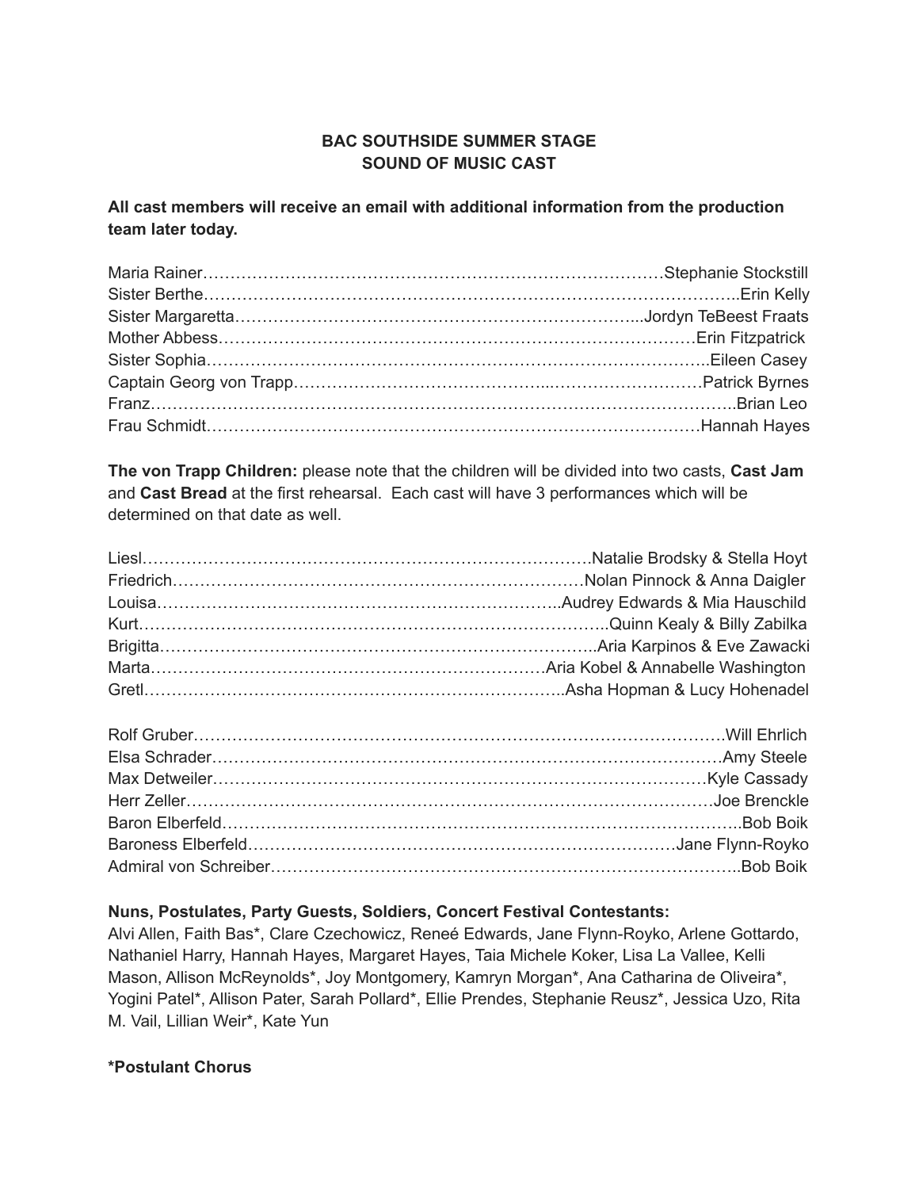**BAC SOUTHSIDE SUMMER STAGE**
**SOUND OF MUSIC CAST**

**All cast members will receive an email with additional information from the production team later today.**

Maria Rainer……………………………………………………………………………Stephanie Stockstill
Sister Berthe………………………………………………………………………………………..Erin Kelly
Sister Margaretta…………………………………………………………………...Jordyn TeBeest Fraats
Mother Abbess……………………………………………………………………………Erin Fitzpatrick
Sister Sophia……………………………………………………………………………………..Eileen Casey
Captain Georg von Trapp…………………………………….…………………………Patrick Byrnes
Franz……………………………………………………………………………………………..Brian Leo
Frau Schmidt……………………………………………………………………………Hannah Hayes

**The von Trapp Children:** please note that the children will be divided into two casts, **Cast Jam** and **Cast Bread** at the first rehearsal. Each cast will have 3 performances which will be determined on that date as well.

Liesl…………………………………………………………………………Natalie Brodsky & Stella Hoyt
Friedrich…………………………………………………………………Nolan Pinnock & Anna Daigler
Louisa……………………………………………………………..Audrey Edwards & Mia Hauschild
Kurt………………………………………………………………………..Quinn Kealy & Billy Zabilka
Brigitta…………………………………………………………………..Aria Karpinos & Eve Zawacki
Marta……………………………………………………………Aria Kobel & Annabelle Washington
Gretl………………………………………………………………..Asha Hopman & Lucy Hohenadel

Rolf Gruber…………………………………………………………………………………Will Ehrlich
Elsa Schrader……………………………………………………………………………………Amy Steele
Max Detweiler…………………………………………………………………………Kyle Cassady
Herr Zeller…………………………………………………………………………………Joe Brenckle
Baron Elberfeld……………………………………………………………………………………..Bob Boik
Baroness Elberfeld…………………………………………………………………Jane Flynn-Royko
Admiral von Schreiber…………………………………………………………………………..Bob Boik

**Nuns, Postulates, Party Guests, Soldiers, Concert Festival Contestants:**
Alvi Allen, Faith Bas*, Clare Czechowicz, Reneé Edwards, Jane Flynn-Royko, Arlene Gottardo, Nathaniel Harry, Hannah Hayes, Margaret Hayes, Taia Michele Koker, Lisa La Vallee, Kelli Mason, Allison McReynolds*, Joy Montgomery, Kamryn Morgan*, Ana Catharina de Oliveira*, Yogini Patel*, Allison Pater, Sarah Pollard*, Ellie Prendes, Stephanie Reusz*, Jessica Uzo, Rita M. Vail, Lillian Weir*, Kate Yun

**\*Postulant Chorus**